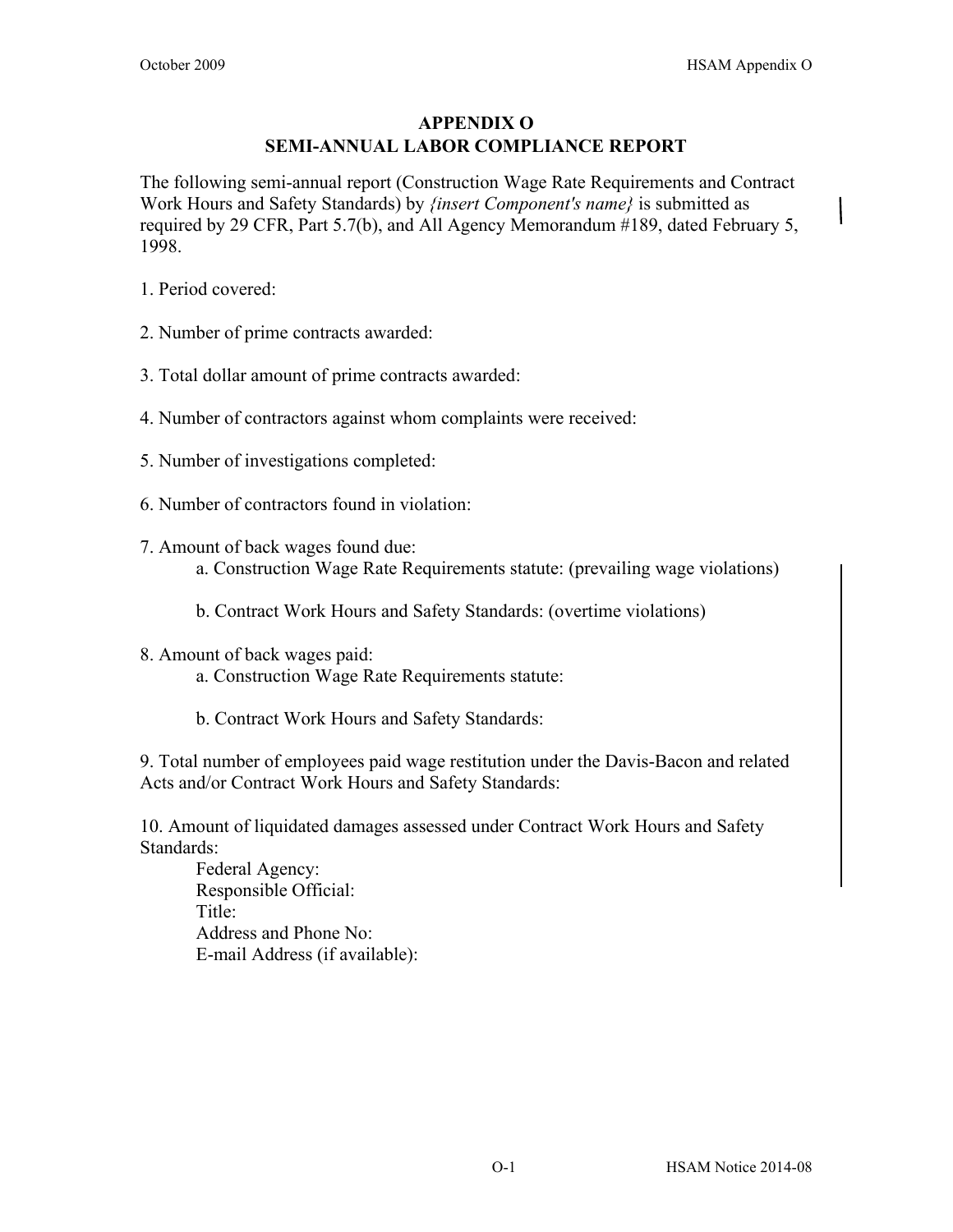# APPENDIX O
## SEMI-ANNUAL LABOR COMPLIANCE REPORT

The following semi-annual report (Construction Wage Rate Requirements and Contract Work Hours and Safety Standards) by *{insert Component's name}* is submitted as required by 29 CFR, Part 5.7(b), and All Agency Memorandum #189, dated February 5, 1998.

1. Period covered:

2. Number of prime contracts awarded:

3. Total dollar amount of prime contracts awarded:

4. Number of contractors against whom complaints were received:

5. Number of investigations completed:

6. Number of contractors found in violation:

7. Amount of back wages found due:
    a. Construction Wage Rate Requirements statute: (prevailing wage violations)

    b. Contract Work Hours and Safety Standards: (overtime violations)

8. Amount of back wages paid:
    a. Construction Wage Rate Requirements statute:

    b. Contract Work Hours and Safety Standards:

9. Total number of employees paid wage restitution under the Davis-Bacon and related Acts and/or Contract Work Hours and Safety Standards:

10. Amount of liquidated damages assessed under Contract Work Hours and Safety Standards:

    Federal Agency:
    Responsible Official:
    Title:
    Address and Phone No:
    E-mail Address (if available):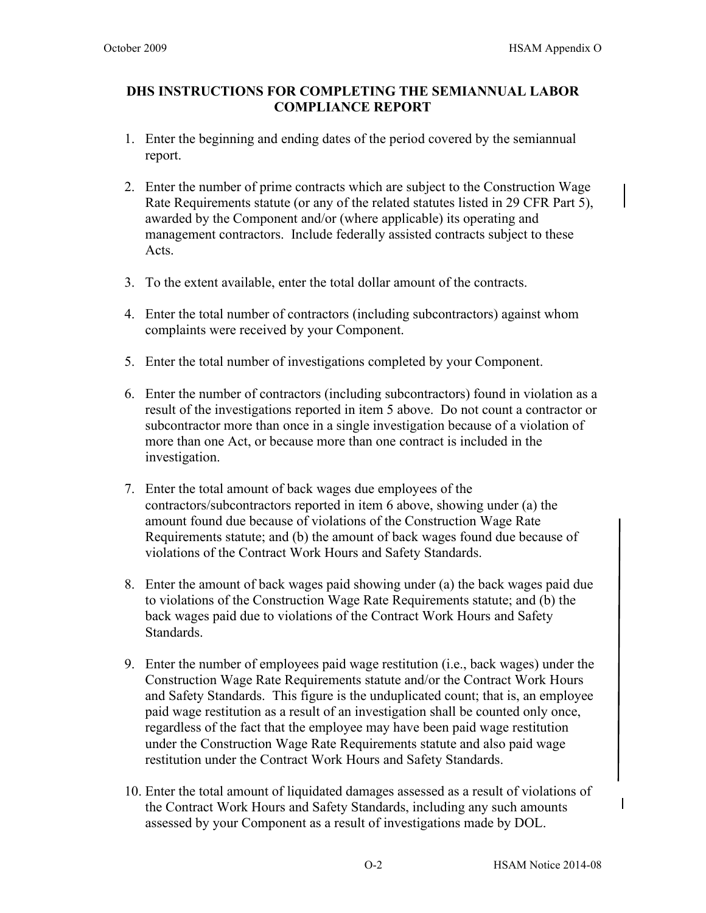## DHS INSTRUCTIONS FOR COMPLETING THE SEMIANNUAL LABOR COMPLIANCE REPORT

1. Enter the beginning and ending dates of the period covered by the semiannual report.

2. Enter the number of prime contracts which are subject to the Construction Wage Rate Requirements statute (or any of the related statutes listed in 29 CFR Part 5), awarded by the Component and/or (where applicable) its operating and management contractors. Include federally assisted contracts subject to these Acts.

3. To the extent available, enter the total dollar amount of the contracts.

4. Enter the total number of contractors (including subcontractors) against whom complaints were received by your Component.

5. Enter the total number of investigations completed by your Component.

6. Enter the number of contractors (including subcontractors) found in violation as a result of the investigations reported in item 5 above. Do not count a contractor or subcontractor more than once in a single investigation because of a violation of more than one Act, or because more than one contract is included in the investigation.

7. Enter the total amount of back wages due employees of the contractors/subcontractors reported in item 6 above, showing under (a) the amount found due because of violations of the Construction Wage Rate Requirements statute; and (b) the amount of back wages found due because of violations of the Contract Work Hours and Safety Standards.

8. Enter the amount of back wages paid showing under (a) the back wages paid due to violations of the Construction Wage Rate Requirements statute; and (b) the back wages paid due to violations of the Contract Work Hours and Safety Standards.

9. Enter the number of employees paid wage restitution (i.e., back wages) under the Construction Wage Rate Requirements statute and/or the Contract Work Hours and Safety Standards. This figure is the unduplicated count; that is, an employee paid wage restitution as a result of an investigation shall be counted only once, regardless of the fact that the employee may have been paid wage restitution under the Construction Wage Rate Requirements statute and also paid wage restitution under the Contract Work Hours and Safety Standards.

10. Enter the total amount of liquidated damages assessed as a result of violations of the Contract Work Hours and Safety Standards, including any such amounts assessed by your Component as a result of investigations made by DOL.